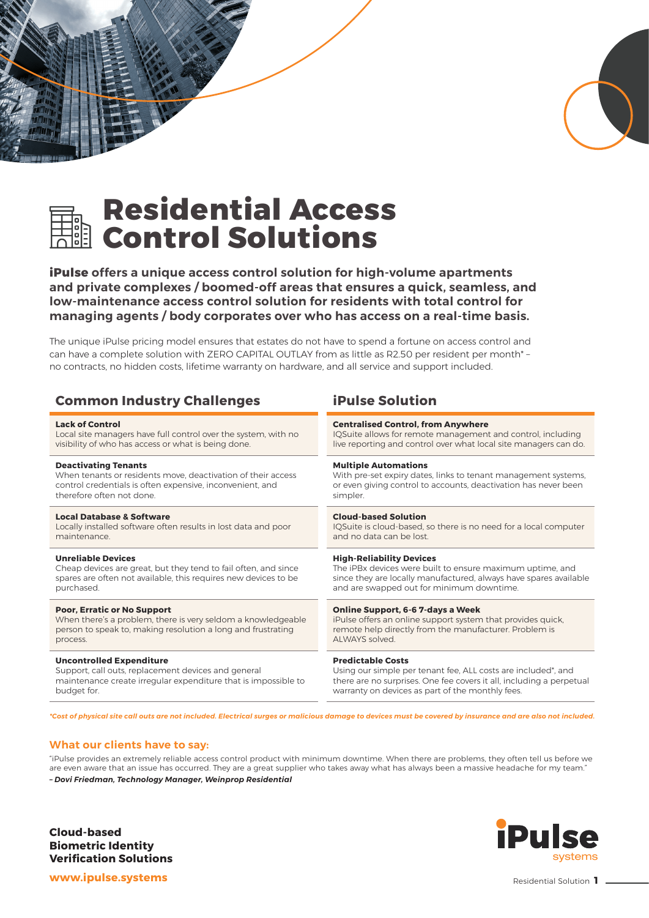# Residential Access Control Solutions

**iPulse offers a unique access control solution for high-volume apartments and private complexes / boomed-off areas that ensures a quick, seamless, and low-maintenance access control solution for residents with total control for managing agents / body corporates over who has access on a real-time basis.**

The unique iPulse pricing model ensures that estates do not have to spend a fortune on access control and can have a complete solution with ZERO CAPITAL OUTLAY from as little as R2.50 per resident per month* – no contracts, no hidden costs, lifetime warranty on hardware, and all service and support included.

| Common Industry Challenges | iPulse Solution |
|---|---|
| **Lack of Control**<br>Local site managers have full control over the system, with no visibility of who has access or what is being done. | **Centralised Control, from Anywhere**<br>IQSuite allows for remote management and control, including live reporting and control over what local site managers can do. |
| **Deactivating Tenants**<br>When tenants or residents move, deactivation of their access control credentials is often expensive, inconvenient, and therefore often not done. | **Multiple Automations**<br>With pre-set expiry dates, links to tenant management systems, or even giving control to accounts, deactivation has never been simpler. |
| **Local Database & Software**<br>Locally installed software often results in lost data and poor maintenance. | **Cloud-based Solution**<br>IQSuite is cloud-based, so there is no need for a local computer and no data can be lost. |
| **Unreliable Devices**<br>Cheap devices are great, but they tend to fail often, and since spares are often not available, this requires new devices to be purchased. | **High-Reliability Devices**<br>The iPBx devices were built to ensure maximum uptime, and since they are locally manufactured, always have spares available and are swapped out for minimum downtime. |
| **Poor, Erratic or No Support**<br>When there's a problem, there is very seldom a knowledgeable person to speak to, making resolution a long and frustrating process. | **Online Support, 6-6 7-days a Week**<br>iPulse offers an online support system that provides quick, remote help directly from the manufacturer. Problem is ALWAYS solved. |
| **Uncontrolled Expenditure**<br>Support, call outs, replacement devices and general maintenance create irregular expenditure that is impossible to budget for. | **Predictable Costs**<br>Using our simple per tenant fee, ALL costs are included*, and there are no surprises. One fee covers it all, including a perpetual warranty on devices as part of the monthly fees. |

***Cost of physical site call outs are not included. Electrical surges or malicious damage to devices must be covered by insurance and are also not included.***

## What our clients have to say:

"iPulse provides an extremely reliable access control product with minimum downtime. When there are problems, they often tell us before we are even aware that an issue has occurred. They are a great supplier who takes away what has always been a massive headache for my team."

***– Dovi Friedman, Technology Manager, Weinprop Residential***

**Cloud-based**
**Biometric Identity**
**Verification Solutions**

**www.ipulse.systems**

iPulse systems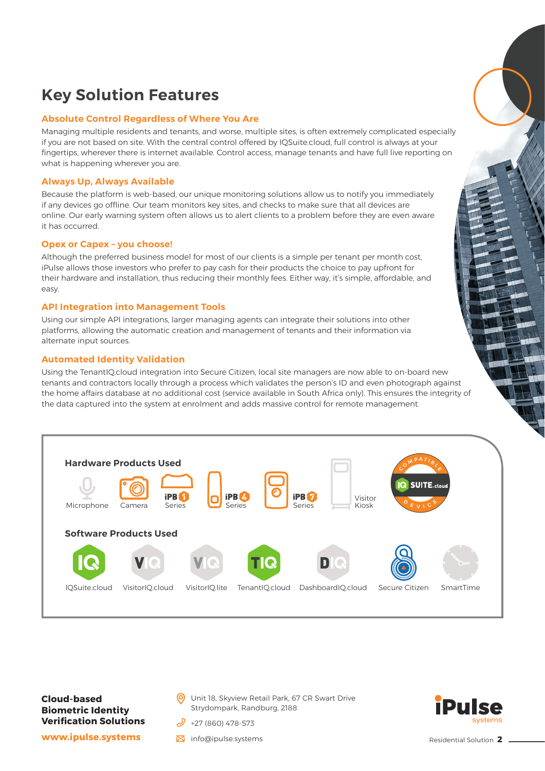# Key Solution Features

## Absolute Control Regardless of Where You Are

Managing multiple residents and tenants, and worse, multiple sites, is often extremely complicated especially if you are not based on site. With the central control offered by IQSuite.cloud, full control is always at your fingertips, wherever there is internet available. Control access, manage tenants and have full live reporting on what is happening wherever you are.

## Always Up, Always Available

Because the platform is web-based, our unique monitoring solutions allow us to notify you immediately if any devices go offline. Our team monitors key sites, and checks to make sure that all devices are online. Our early warning system often allows us to alert clients to a problem before they are even aware it has occurred.

## Opex or Capex – you choose!

Although the preferred business model for most of our clients is a simple per tenant per month cost, iPulse allows those investors who prefer to pay cash for their products the choice to pay upfront for their hardware and installation, thus reducing their monthly fees. Either way, it's simple, affordable, and easy.

## API Integration into Management Tools

Using our simple API integrations, larger managing agents can integrate their solutions into other platforms, allowing the automatic creation and management of tenants and their information via alternate input sources.

## Automated Identity Validation

Using the TenantIQ.cloud integration into Secure Citizen, local site managers are now able to on-board new tenants and contractors locally through a process which validates the person's ID and even photograph against the home affairs database at no additional cost (service available in South Africa only). This ensures the integrity of the data captured into the system at enrolment and adds massive control for remote management.

### Hardware Products Used

Microphone
Camera
iPB 1 Series
iPB 4 Series
iPB 7 Series
Visitor Kiosk
Compatible IQ SUITE.cloud Device

### Software Products Used

IQSuite.cloud
VisitorIQ.cloud
VisitorIQ.lite
TenantIQ.cloud
DashboardIQ.cloud
Secure Citizen
SmartTime

**Cloud-based Biometric Identity Verification Solutions**

www.ipulse.systems

Unit 18, Skyview Retail Park, 67 CR Swart Drive Strydompark, Randburg, 2188

+27 (860) 478-573

info@ipulse.systems